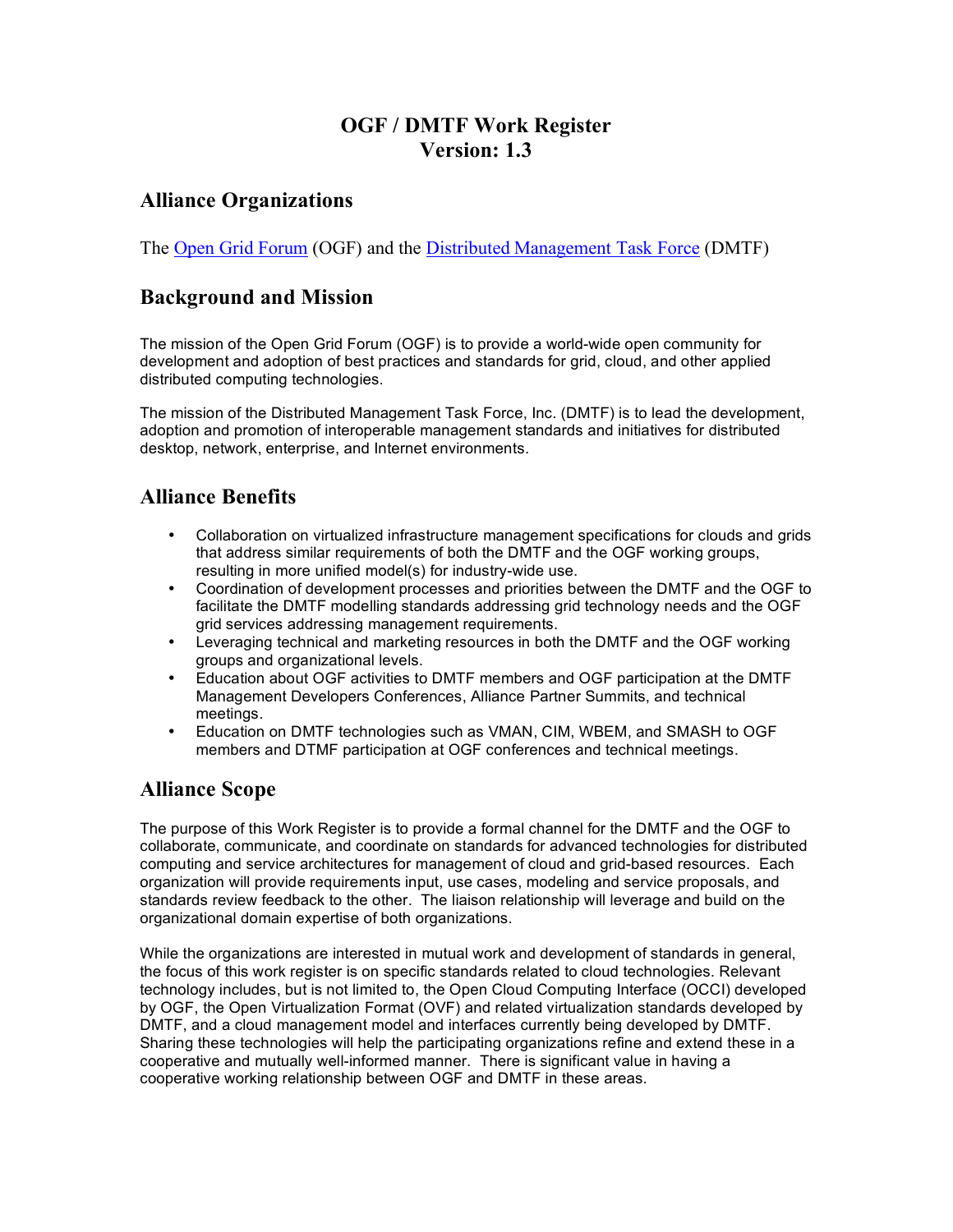# OGF / DMTF Work Register
# Version: 1.3

## Alliance Organizations

The Open Grid Forum (OGF) and the Distributed Management Task Force (DMTF)

## Background and Mission

The mission of the Open Grid Forum (OGF) is to provide a world-wide open community for development and adoption of best practices and standards for grid, cloud, and other applied distributed computing technologies.

The mission of the Distributed Management Task Force, Inc. (DMTF) is to lead the development, adoption and promotion of interoperable management standards and initiatives for distributed desktop, network, enterprise, and Internet environments.

## Alliance Benefits

- Collaboration on virtualized infrastructure management specifications for clouds and grids that address similar requirements of both the DMTF and the OGF working groups, resulting in more unified model(s) for industry-wide use.
- Coordination of development processes and priorities between the DMTF and the OGF to facilitate the DMTF modelling standards addressing grid technology needs and the OGF grid services addressing management requirements.
- Leveraging technical and marketing resources in both the DMTF and the OGF working groups and organizational levels.
- Education about OGF activities to DMTF members and OGF participation at the DMTF Management Developers Conferences, Alliance Partner Summits, and technical meetings.
- Education on DMTF technologies such as VMAN, CIM, WBEM, and SMASH to OGF members and DTMF participation at OGF conferences and technical meetings.

## Alliance Scope

The purpose of this Work Register is to provide a formal channel for the DMTF and the OGF to collaborate, communicate, and coordinate on standards for advanced technologies for distributed computing and service architectures for management of cloud and grid-based resources. Each organization will provide requirements input, use cases, modeling and service proposals, and standards review feedback to the other. The liaison relationship will leverage and build on the organizational domain expertise of both organizations.

While the organizations are interested in mutual work and development of standards in general, the focus of this work register is on specific standards related to cloud technologies. Relevant technology includes, but is not limited to, the Open Cloud Computing Interface (OCCI) developed by OGF, the Open Virtualization Format (OVF) and related virtualization standards developed by DMTF, and a cloud management model and interfaces currently being developed by DMTF. Sharing these technologies will help the participating organizations refine and extend these in a cooperative and mutually well-informed manner. There is significant value in having a cooperative working relationship between OGF and DMTF in these areas.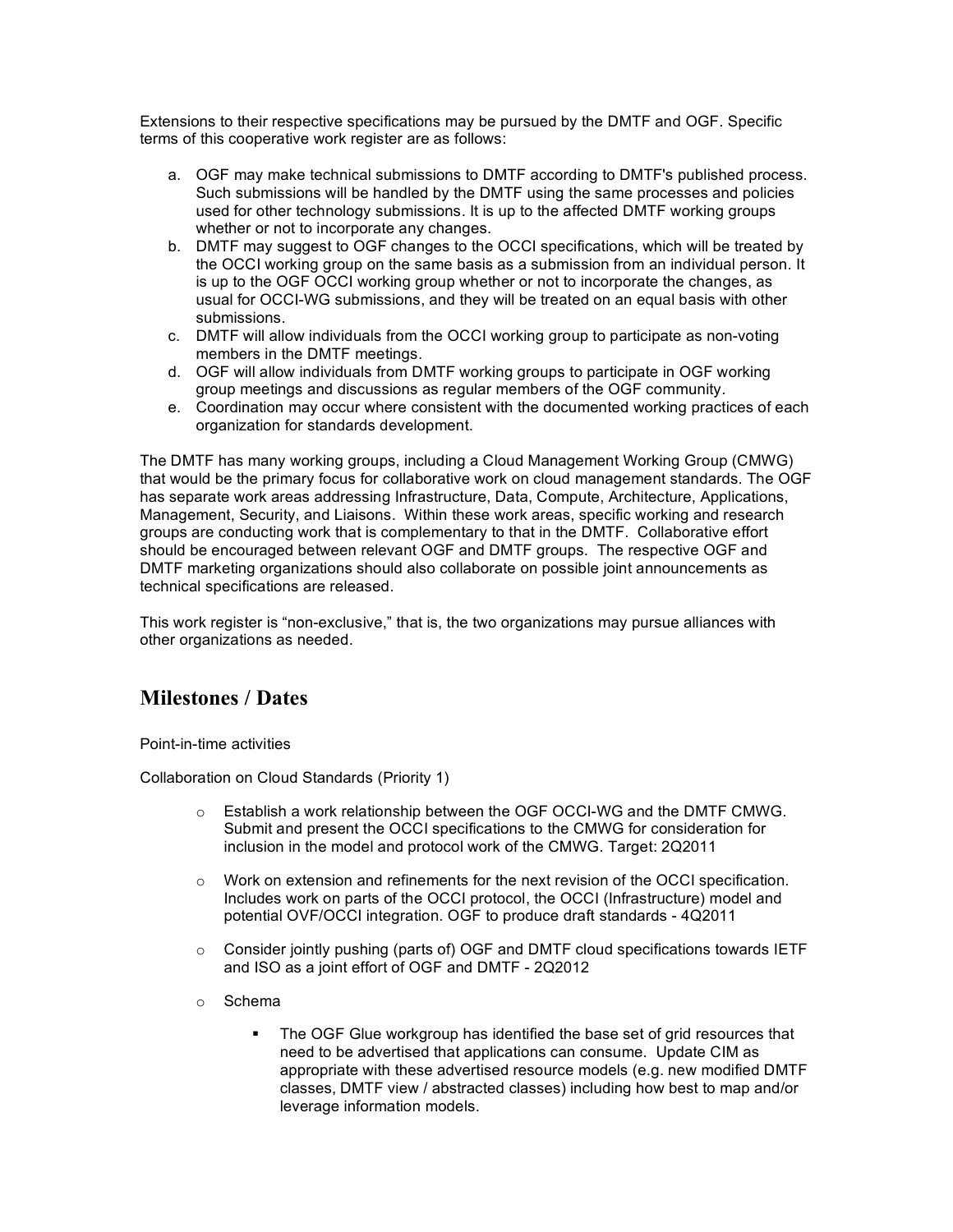Extensions to their respective specifications may be pursued by the DMTF and OGF. Specific terms of this cooperative work register are as follows:

a. OGF may make technical submissions to DMTF according to DMTF's published process. Such submissions will be handled by the DMTF using the same processes and policies used for other technology submissions. It is up to the affected DMTF working groups whether or not to incorporate any changes.
b. DMTF may suggest to OGF changes to the OCCI specifications, which will be treated by the OCCI working group on the same basis as a submission from an individual person. It is up to the OGF OCCI working group whether or not to incorporate the changes, as usual for OCCI-WG submissions, and they will be treated on an equal basis with other submissions.
c. DMTF will allow individuals from the OCCI working group to participate as non-voting members in the DMTF meetings.
d. OGF will allow individuals from DMTF working groups to participate in OGF working group meetings and discussions as regular members of the OGF community.
e. Coordination may occur where consistent with the documented working practices of each organization for standards development.

The DMTF has many working groups, including a Cloud Management Working Group (CMWG) that would be the primary focus for collaborative work on cloud management standards. The OGF has separate work areas addressing Infrastructure, Data, Compute, Architecture, Applications, Management, Security, and Liaisons. Within these work areas, specific working and research groups are conducting work that is complementary to that in the DMTF. Collaborative effort should be encouraged between relevant OGF and DMTF groups. The respective OGF and DMTF marketing organizations should also collaborate on possible joint announcements as technical specifications are released.

This work register is "non-exclusive," that is, the two organizations may pursue alliances with other organizations as needed.

## Milestones / Dates

Point-in-time activities

Collaboration on Cloud Standards (Priority 1)

- Establish a work relationship between the OGF OCCI-WG and the DMTF CMWG. Submit and present the OCCI specifications to the CMWG for consideration for inclusion in the model and protocol work of the CMWG. Target: 2Q2011
- Work on extension and refinements for the next revision of the OCCI specification. Includes work on parts of the OCCI protocol, the OCCI (Infrastructure) model and potential OVF/OCCI integration. OGF to produce draft standards - 4Q2011
- Consider jointly pushing (parts of) OGF and DMTF cloud specifications towards IETF and ISO as a joint effort of OGF and DMTF - 2Q2012
- Schema
    - The OGF Glue workgroup has identified the base set of grid resources that need to be advertised that applications can consume. Update CIM as appropriate with these advertised resource models (e.g. new modified DMTF classes, DMTF view / abstracted classes) including how best to map and/or leverage information models.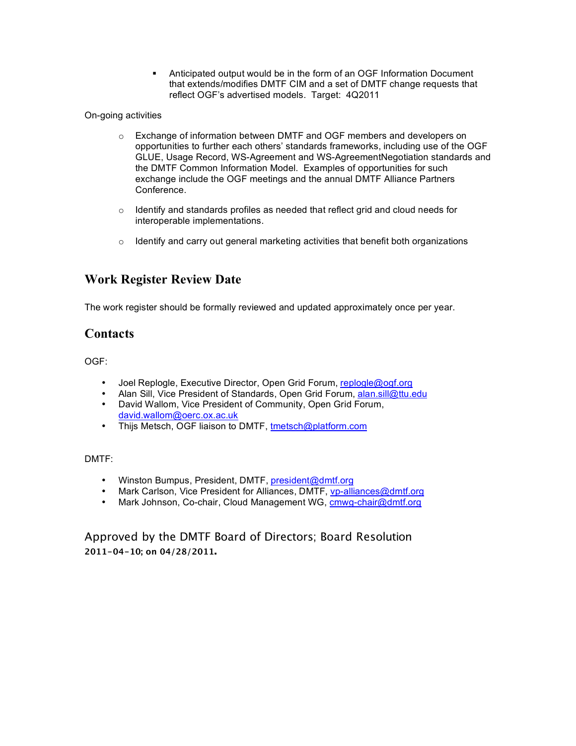- Anticipated output would be in the form of an OGF Information Document that extends/modifies DMTF CIM and a set of DMTF change requests that reflect OGF's advertised models. Target: 4Q2011

On-going activities

- Exchange of information between DMTF and OGF members and developers on opportunities to further each others' standards frameworks, including use of the OGF GLUE, Usage Record, WS-Agreement and WS-AgreementNegotiation standards and the DMTF Common Information Model. Examples of opportunities for such exchange include the OGF meetings and the annual DMTF Alliance Partners Conference.

- Identify and standards profiles as needed that reflect grid and cloud needs for interoperable implementations.

- Identify and carry out general marketing activities that benefit both organizations

## Work Register Review Date

The work register should be formally reviewed and updated approximately once per year.

## Contacts

OGF:

- Joel Replogle, Executive Director, Open Grid Forum, replogle@ogf.org
- Alan Sill, Vice President of Standards, Open Grid Forum, alan.sill@ttu.edu
- David Wallom, Vice President of Community, Open Grid Forum, david.wallom@oerc.ox.ac.uk
- Thijs Metsch, OGF liaison to DMTF, tmetsch@platform.com

DMTF:

- Winston Bumpus, President, DMTF, president@dmtf.org
- Mark Carlson, Vice President for Alliances, DMTF, vp-alliances@dmtf.org
- Mark Johnson, Co-chair, Cloud Management WG, cmwg-chair@dmtf.org

Approved by the DMTF Board of Directors; Board Resolution **2011-04-10; on 04/28/2011.**